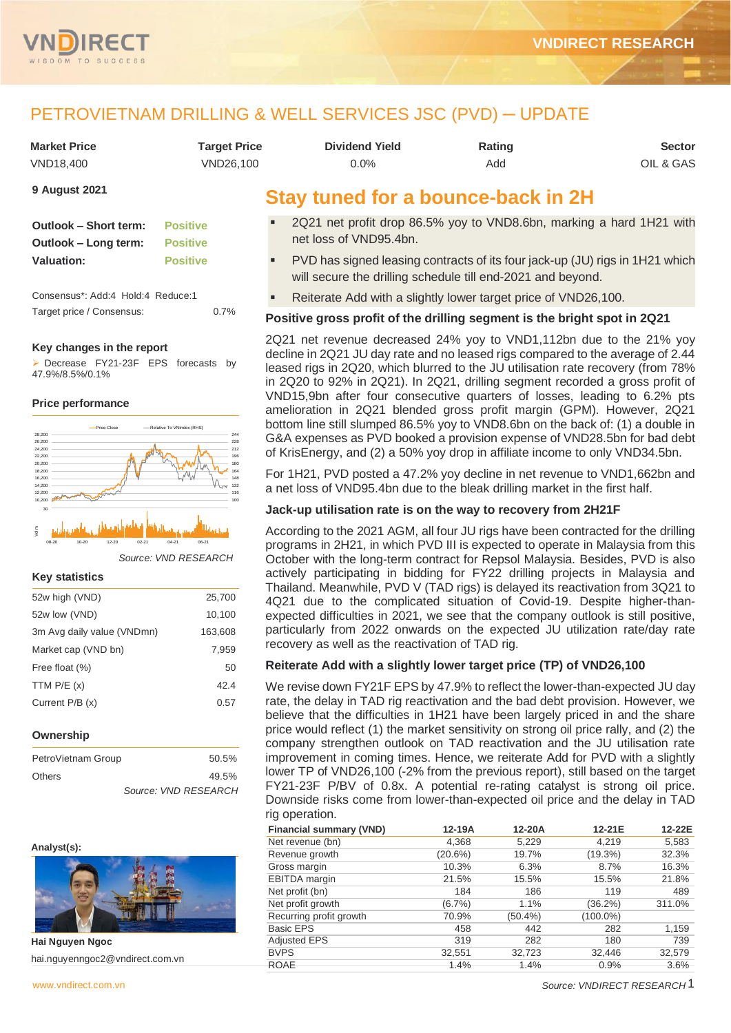# PETROVIETNAM DRILLING & WELL SERVICES JSC (PVD) – UPDATE

| Market Price | Target Price | Dividend Yield | Rating | Sector |
|---|---|---|---|---|
| VND18,400 | VND26,100 | 0.0% | Add | OIL & GAS |

**9 August 2021**

| | |
|---|---|
| **Outlook – Short term:** | Positive |
| **Outlook – Long term:** | Positive |
| **Valuation:** | Positive |

Consensus*: Add:4 Hold:4 Reduce:1

Target price / Consensus: 0.7%

### Key changes in the report

- Decrease FY21-23F EPS forecasts by 47.9%/8.5%/0.1%

### Price performance

Source: VND RESEARCH

### Key statistics

| | |
|---|---|
| 52w high (VND) | 25,700 |
| 52w low (VND) | 10,100 |
| 3m Avg daily value (VNDmn) | 163,608 |
| Market cap (VND bn) | 7,959 |
| Free float (%) | 50 |
| TTM P/E (x) | 42.4 |
| Current P/B (x) | 0.57 |

### Ownership

| | |
|---|---|
| PetroVietnam Group | 50.5% |
| Others | 49.5% |

Source: VND RESEARCH

**Analyst(s):**

**Hai Nguyen Ngoc**

hai.nguyenngoc2@vndirect.com.vn

## Stay tuned for a bounce-back in 2H

- 2Q21 net profit drop 86.5% yoy to VND8.6bn, marking a hard 1H21 with net loss of VND95.4bn.
- PVD has signed leasing contracts of its four jack-up (JU) rigs in 1H21 which will secure the drilling schedule till end-2021 and beyond.
- Reiterate Add with a slightly lower target price of VND26,100.

### Positive gross profit of the drilling segment is the bright spot in 2Q21

2Q21 net revenue decreased 24% yoy to VND1,112bn due to the 21% yoy decline in 2Q21 JU day rate and no leased rigs compared to the average of 2.44 leased rigs in 2Q20, which blurred to the JU utilisation rate recovery (from 78% in 2Q20 to 92% in 2Q21). In 2Q21, drilling segment recorded a gross profit of VND15,9bn after four consecutive quarters of losses, leading to 6.2% pts amelioration in 2Q21 blended gross profit margin (GPM). However, 2Q21 bottom line still slumped 86.5% yoy to VND8.6bn on the back of: (1) a double in G&A expenses as PVD booked a provision expense of VND28.5bn for bad debt of KrisEnergy, and (2) a 50% yoy drop in affiliate income to only VND34.5bn.

For 1H21, PVD posted a 47.2% yoy decline in net revenue to VND1,662bn and a net loss of VND95.4bn due to the bleak drilling market in the first half.

### Jack-up utilisation rate is on the way to recovery from 2H21F

According to the 2021 AGM, all four JU rigs have been contracted for the drilling programs in 2H21, in which PVD III is expected to operate in Malaysia from this October with the long-term contract for Repsol Malaysia. Besides, PVD is also actively participating in bidding for FY22 drilling projects in Malaysia and Thailand. Meanwhile, PVD V (TAD rigs) is delayed its reactivation from 3Q21 to 4Q21 due to the complicated situation of Covid-19. Despite higher-than-expected difficulties in 2021, we see that the company outlook is still positive, particularly from 2022 onwards on the expected JU utilization rate/day rate recovery as well as the reactivation of TAD rig.

### Reiterate Add with a slightly lower target price (TP) of VND26,100

We revise down FY21F EPS by 47.9% to reflect the lower-than-expected JU day rate, the delay in TAD rig reactivation and the bad debt provision. However, we believe that the difficulties in 1H21 have been largely priced in and the share price would reflect (1) the market sensitivity on strong oil price rally, and (2) the company strengthen outlook on TAD reactivation and the JU utilisation rate improvement in coming times. Hence, we reiterate Add for PVD with a slightly lower TP of VND26,100 (-2% from the previous report), still based on the target FY21-23F P/BV of 0.8x. A potential re-rating catalyst is strong oil price. Downside risks come from lower-than-expected oil price and the delay in TAD rig operation.

| Financial summary (VND) | 12-19A | 12-20A | 12-21E | 12-22E |
|---|---|---|---|---|
| Net revenue (bn) | 4,368 | 5,229 | 4,219 | 5,583 |
| Revenue growth | (20.6%) | 19.7% | (19.3%) | 32.3% |
| Gross margin | 10.3% | 6.3% | 8.7% | 16.3% |
| EBITDA margin | 21.5% | 15.5% | 15.5% | 21.8% |
| Net profit (bn) | 184 | 186 | 119 | 489 |
| Net profit growth | (6.7%) | 1.1% | (36.2%) | 311.0% |
| Recurring profit growth | 70.9% | (50.4%) | (100.0%) | |
| Basic EPS | 458 | 442 | 282 | 1,159 |
| Adjusted EPS | 319 | 282 | 180 | 739 |
| BVPS | 32,551 | 32,723 | 32,446 | 32,579 |
| ROAE | 1.4% | 1.4% | 0.9% | 3.6% |

Source: VNDIRECT RESEARCH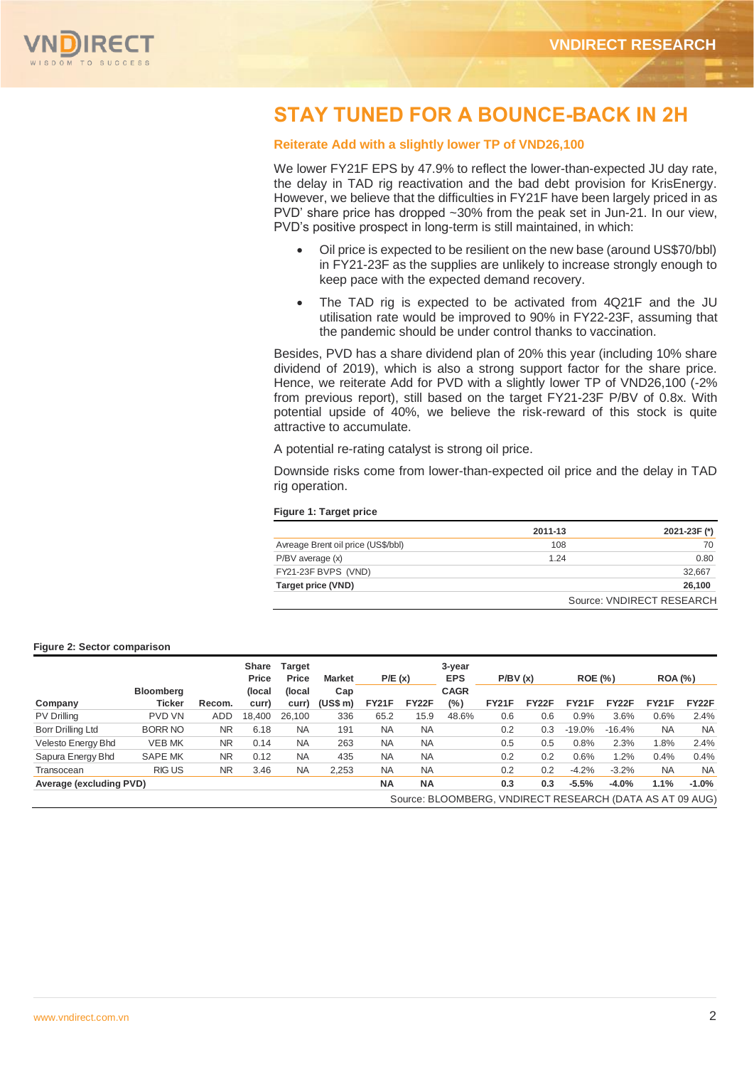# STAY TUNED FOR A BOUNCE-BACK IN 2H

### Reiterate Add with a slightly lower TP of VND26,100

We lower FY21F EPS by 47.9% to reflect the lower-than-expected JU day rate, the delay in TAD rig reactivation and the bad debt provision for KrisEnergy. However, we believe that the difficulties in FY21F have been largely priced in as PVD' share price has dropped ~30% from the peak set in Jun-21. In our view, PVD's positive prospect in long-term is still maintained, in which:

- Oil price is expected to be resilient on the new base (around US$70/bbl) in FY21-23F as the supplies are unlikely to increase strongly enough to keep pace with the expected demand recovery.
- The TAD rig is expected to be activated from 4Q21F and the JU utilisation rate would be improved to 90% in FY22-23F, assuming that the pandemic should be under control thanks to vaccination.

Besides, PVD has a share dividend plan of 20% this year (including 10% share dividend of 2019), which is also a strong support factor for the share price. Hence, we reiterate Add for PVD with a slightly lower TP of VND26,100 (-2% from previous report), still based on the target FY21-23F P/BV of 0.8x. With potential upside of 40%, we believe the risk-reward of this stock is quite attractive to accumulate.

A potential re-rating catalyst is strong oil price.

Downside risks come from lower-than-expected oil price and the delay in TAD rig operation.

**Figure 1: Target price**

| | 2011-13 | 2021-23F (*) |
|---|---|---|
| Avreage Brent oil price (US$/bbl) | 108 | 70 |
| P/BV average (x) | 1.24 | 0.80 |
| FY21-23F BVPS (VND) | | 32,667 |
| **Target price (VND)** | | **26,100** |

Source: VNDIRECT RESEARCH

**Figure 2: Sector comparison**

| Company | Bloomberg Ticker | Recom. | Share Price (local curr) | Target Price (local curr) | Market Cap (US$ m) | P/E (x) | | 3-year EPS CAGR (%) | P/BV (x) | | ROE (%) | | ROA (%) | |
|---|---|---|---|---|---|---|---|---|---|---|---|---|---|---|
| | | | | | | FY21F | FY22F | | FY21F | FY22F | FY21F | FY22F | FY21F | FY22F |
| PV Drilling | PVD VN | ADD | 18,400 | 26,100 | 336 | 65.2 | 15.9 | 48.6% | 0.6 | 0.6 | 0.9% | 3.6% | 0.6% | 2.4% |
| Borr Drilling Ltd | BORR NO | NR | 6.18 | NA | 191 | NA | NA | | 0.2 | 0.3 | -19.0% | -16.4% | NA | NA |
| Velesto Energy Bhd | VEB MK | NR | 0.14 | NA | 263 | NA | NA | | 0.5 | 0.5 | 0.8% | 2.3% | 1.8% | 2.4% |
| Sapura Energy Bhd | SAPE MK | NR | 0.12 | NA | 435 | NA | NA | | 0.2 | 0.2 | 0.6% | 1.2% | 0.4% | 0.4% |
| Transocean | RIG US | NR | 3.46 | NA | 2,253 | NA | NA | | 0.2 | 0.2 | -4.2% | -3.2% | NA | NA |
| **Average (excluding PVD)** | | | | | | **NA** | **NA** | | **0.3** | **0.3** | **-5.5%** | **-4.0%** | **1.1%** | **-1.0%** |

Source: BLOOMBERG, VNDIRECT RESEARCH (DATA AS AT 09 AUG)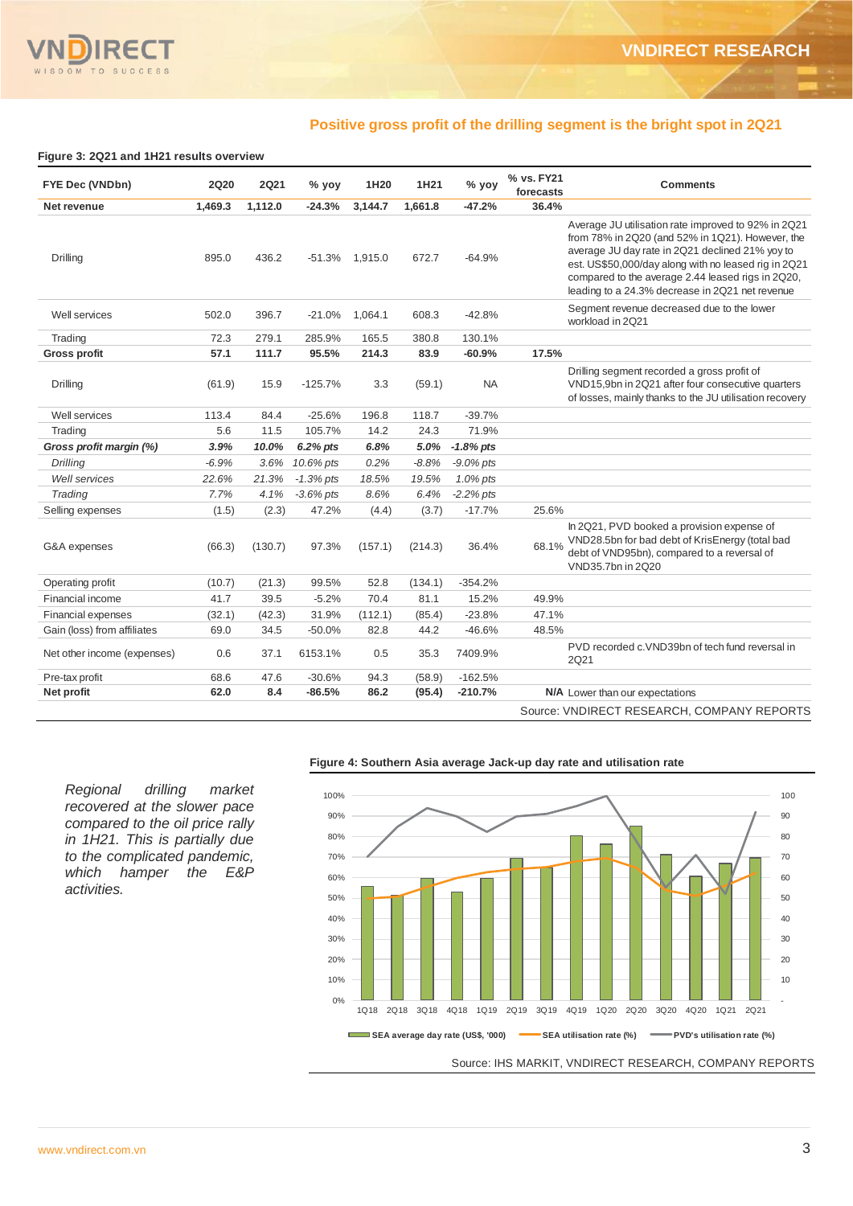## Positive gross profit of the drilling segment is the bright spot in 2Q21

**Figure 3: 2Q21 and 1H21 results overview**

| FYE Dec (VNDbn) | 2Q20 | 2Q21 | % yoy | 1H20 | 1H21 | % yoy | % vs. FY21 forecasts | Comments |
|---|---|---|---|---|---|---|---|---|
| **Net revenue** | **1,469.3** | **1,112.0** | **-24.3%** | **3,144.7** | **1,661.8** | **-47.2%** | **36.4%** | |
| Drilling | 895.0 | 436.2 | -51.3% | 1,915.0 | 672.7 | -64.9% | | Average JU utilisation rate improved to 92% in 2Q21 from 78% in 2Q20 (and 52% in 1Q21). However, the average JU day rate in 2Q21 declined 21% yoy to est. US$50,000/day along with no leased rig in 2Q21 compared to the average 2.44 leased rigs in 2Q20, leading to a 24.3% decrease in 2Q21 net revenue |
| Well services | 502.0 | 396.7 | -21.0% | 1,064.1 | 608.3 | -42.8% | | Segment revenue decreased due to the lower workload in 2Q21 |
| Trading | 72.3 | 279.1 | 285.9% | 165.5 | 380.8 | 130.1% | | |
| **Gross profit** | **57.1** | **111.7** | **95.5%** | **214.3** | **83.9** | **-60.9%** | **17.5%** | |
| Drilling | (61.9) | 15.9 | -125.7% | 3.3 | (59.1) | NA | | Drilling segment recorded a gross profit of VND15,9bn in 2Q21 after four consecutive quarters of losses, mainly thanks to the JU utilisation recovery |
| Well services | 113.4 | 84.4 | -25.6% | 196.8 | 118.7 | -39.7% | | |
| Trading | 5.6 | 11.5 | 105.7% | 14.2 | 24.3 | 71.9% | | |
| ***Gross profit margin (%)*** | ***3.9%*** | ***10.0%*** | ***6.2% pts*** | ***6.8%*** | ***5.0%*** | ***-1.8% pts*** | | |
| *Drilling* | *-6.9%* | *3.6%* | *10.6% pts* | *0.2%* | *-8.8%* | *-9.0% pts* | | |
| *Well services* | *22.6%* | *21.3%* | *-1.3% pts* | *18.5%* | *19.5%* | *1.0% pts* | | |
| *Trading* | *7.7%* | *4.1%* | *-3.6% pts* | *8.6%* | *6.4%* | *-2.2% pts* | | |
| Selling expenses | (1.5) | (2.3) | 47.2% | (4.4) | (3.7) | -17.7% | 25.6% | |
| G&A expenses | (66.3) | (130.7) | 97.3% | (157.1) | (214.3) | 36.4% | 68.1% | In 2Q21, PVD booked a provision expense of VND28.5bn for bad debt of KrisEnergy (total bad debt of VND95bn), compared to a reversal of VND35.7bn in 2Q20 |
| Operating profit | (10.7) | (21.3) | 99.5% | 52.8 | (134.1) | -354.2% | | |
| Financial income | 41.7 | 39.5 | -5.2% | 70.4 | 81.1 | 15.2% | 49.9% | |
| Financial expenses | (32.1) | (42.3) | 31.9% | (112.1) | (85.4) | -23.8% | 47.1% | |
| Gain (loss) from affiliates | 69.0 | 34.5 | -50.0% | 82.8 | 44.2 | -46.6% | 48.5% | |
| Net other income (expenses) | 0.6 | 37.1 | 6153.1% | 0.5 | 35.3 | 7409.9% | | PVD recorded c.VND39bn of tech fund reversal in 2Q21 |
| Pre-tax profit | 68.6 | 47.6 | -30.6% | 94.3 | (58.9) | -162.5% | | |
| **Net profit** | **62.0** | **8.4** | **-86.5%** | **86.2** | **(95.4)** | **-210.7%** | **N/A** | Lower than our expectations |

Source: VNDIRECT RESEARCH, COMPANY REPORTS

*Regional drilling market recovered at the slower pace compared to the oil price rally in 1H21. This is partially due to the complicated pandemic, which hamper the E&P activities.*

**Figure 4: Southern Asia average Jack-up day rate and utilisation rate**

Source: IHS MARKIT, VNDIRECT RESEARCH, COMPANY REPORTS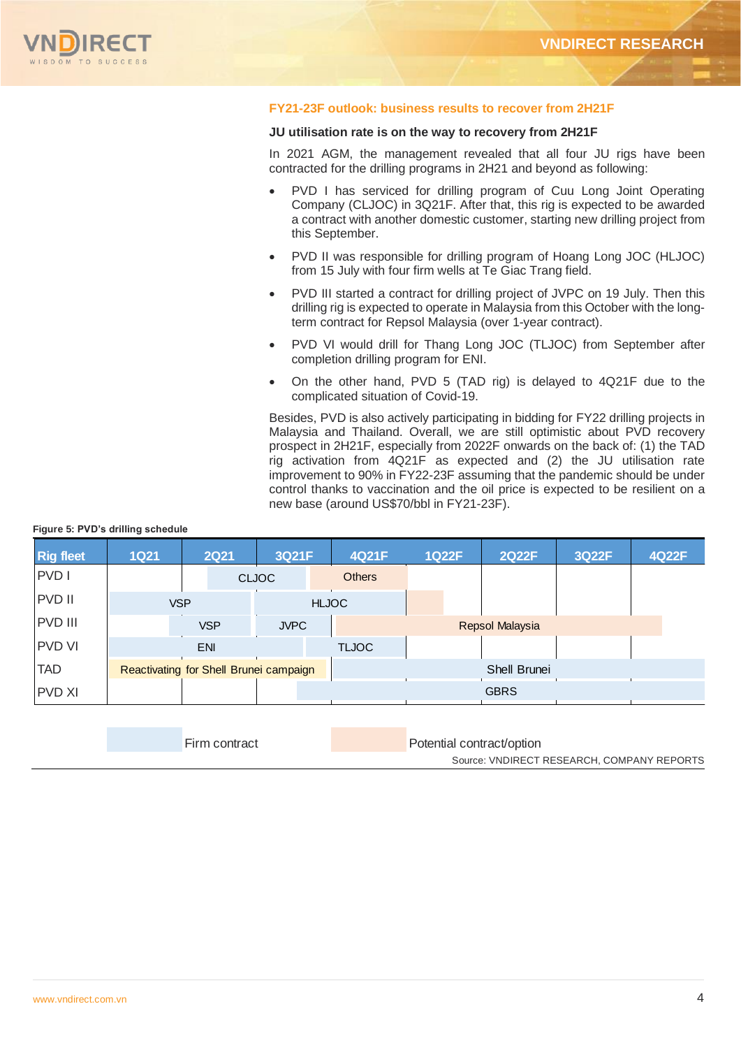## FY21-23F outlook: business results to recover from 2H21F

### JU utilisation rate is on the way to recovery from 2H21F

In 2021 AGM, the management revealed that all four JU rigs have been contracted for the drilling programs in 2H21 and beyond as following:

- PVD I has serviced for drilling program of Cuu Long Joint Operating Company (CLJOC) in 3Q21F. After that, this rig is expected to be awarded a contract with another domestic customer, starting new drilling project from this September.
- PVD II was responsible for drilling program of Hoang Long JOC (HLJOC) from 15 July with four firm wells at Te Giac Trang field.
- PVD III started a contract for drilling project of JVPC on 19 July. Then this drilling rig is expected to operate in Malaysia from this October with the long-term contract for Repsol Malaysia (over 1-year contract).
- PVD VI would drill for Thang Long JOC (TLJOC) from September after completion drilling program for ENI.
- On the other hand, PVD 5 (TAD rig) is delayed to 4Q21F due to the complicated situation of Covid-19.

Besides, PVD is also actively participating in bidding for FY22 drilling projects in Malaysia and Thailand. Overall, we are still optimistic about PVD recovery prospect in 2H21F, especially from 2022F onwards on the back of: (1) the TAD rig activation from 4Q21F as expected and (2) the JU utilisation rate improvement to 90% in FY22-23F assuming that the pandemic should be under control thanks to vaccination and the oil price is expected to be resilient on a new base (around US$70/bbl in FY21-23F).

**Figure 5: PVD's drilling schedule**

| Rig fleet | 1Q21 | 2Q21 | 3Q21F | 4Q21F | 1Q22F | 2Q22F | 3Q22F | 4Q22F |
|---|---|---|---|---|---|---|---|---|
| PVD I | | CLJOC (firm) | CLJOC (firm) | Others (potential) | | | | |
| PVD II | VSP (firm) | VSP (firm) | HLJOC (firm) | HLJOC (firm) | (potential) | | | |
| PVD III | | VSP (firm) | JVPC (firm) | Repsol Malaysia (potential) | Repsol Malaysia (potential) | Repsol Malaysia (potential) | Repsol Malaysia (potential) | Repsol Malaysia (potential) |
| PVD VI | ENI (firm) | ENI (firm) | ENI / TLJOC (firm) | TLJOC (firm) | | | | |
| TAD | Reactivating for Shell Brunei campaign (potential) | Reactivating for Shell Brunei campaign (potential) | Reactivating for Shell Brunei campaign (potential) | Shell Brunei (firm) | Shell Brunei (firm) | Shell Brunei (firm) | Shell Brunei (firm) | Shell Brunei (firm) |
| PVD XI | | | GBRS (firm) | GBRS (firm) | GBRS (firm) | GBRS (firm) | GBRS (firm) | GBRS (firm) |

Firm contract | Potential contract/option

Source: VNDIRECT RESEARCH, COMPANY REPORTS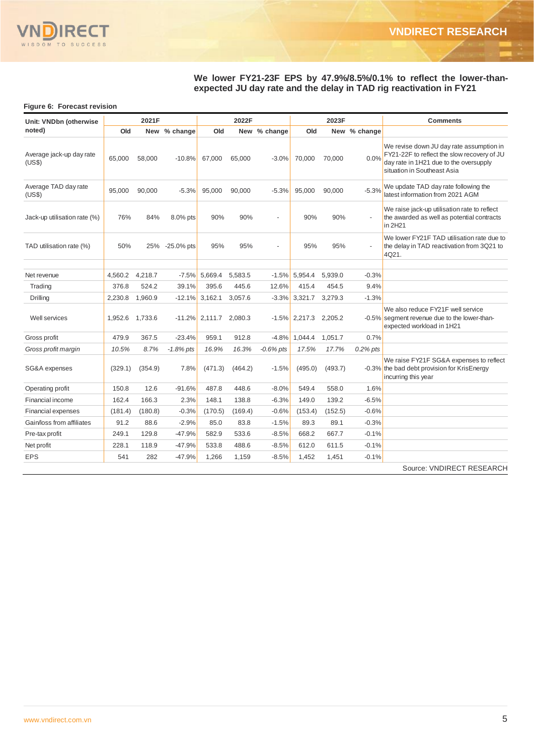**We lower FY21-23F EPS by 47.9%/8.5%/0.1% to reflect the lower-than-expected JU day rate and the delay in TAD rig reactivation in FY21**

**Figure 6: Forecast revision**

| Unit: VNDbn (otherwise noted) | 2021F | | | 2022F | | | 2023F | | | Comments |
|---|---|---|---|---|---|---|---|---|---|---|
| | Old | New | % change | Old | New | % change | Old | New | % change | |
| Average jack-up day rate (US$) | 65,000 | 58,000 | -10.8% | 67,000 | 65,000 | -3.0% | 70,000 | 70,000 | 0.0% | We revise down JU day rate assumption in FY21-22F to reflect the slow recovery of JU day rate in 1H21 due to the oversupply situation in Southeast Asia |
| Average TAD day rate (US$) | 95,000 | 90,000 | -5.3% | 95,000 | 90,000 | -5.3% | 95,000 | 90,000 | -5.3% | We update TAD day rate following the latest information from 2021 AGM |
| Jack-up utilisation rate (%) | 76% | 84% | 8.0% pts | 90% | 90% | - | 90% | 90% | - | We raise jack-up utilisation rate to reflect the awarded as well as potential contracts in 2H21 |
| TAD utilisation rate (%) | 50% | 25% | -25.0% pts | 95% | 95% | - | 95% | 95% | - | We lower FY21F TAD utilisation rate due to the delay in TAD reactivation from 3Q21 to 4Q21. |
| | | | | | | | | | | |
| Net revenue | 4,560.2 | 4,218.7 | -7.5% | 5,669.4 | 5,583.5 | -1.5% | 5,954.4 | 5,939.0 | -0.3% | |
| Trading | 376.8 | 524.2 | 39.1% | 395.6 | 445.6 | 12.6% | 415.4 | 454.5 | 9.4% | |
| Drilling | 2,230.8 | 1,960.9 | -12.1% | 3,162.1 | 3,057.6 | -3.3% | 3,321.7 | 3,279.3 | -1.3% | |
| Well services | 1,952.6 | 1,733.6 | -11.2% | 2,111.7 | 2,080.3 | -1.5% | 2,217.3 | 2,205.2 | -0.5% | We also reduce FY21F well service segment revenue due to the lower-than-expected workload in 1H21 |
| Gross profit | 479.9 | 367.5 | -23.4% | 959.1 | 912.8 | -4.8% | 1,044.4 | 1,051.7 | 0.7% | |
| *Gross profit margin* | *10.5%* | *8.7%* | *-1.8% pts* | *16.9%* | *16.3%* | *-0.6% pts* | *17.5%* | *17.7%* | *0.2% pts* | |
| SG&A expenses | (329.1) | (354.9) | 7.8% | (471.3) | (464.2) | -1.5% | (495.0) | (493.7) | -0.3% | We raise FY21F SG&A expenses to reflect the bad debt provision for KrisEnergy incurring this year |
| Operating profit | 150.8 | 12.6 | -91.6% | 487.8 | 448.6 | -8.0% | 549.4 | 558.0 | 1.6% | |
| Financial income | 162.4 | 166.3 | 2.3% | 148.1 | 138.8 | -6.3% | 149.0 | 139.2 | -6.5% | |
| Financial expenses | (181.4) | (180.8) | -0.3% | (170.5) | (169.4) | -0.6% | (153.4) | (152.5) | -0.6% | |
| Gain/loss from affiliates | 91.2 | 88.6 | -2.9% | 85.0 | 83.8 | -1.5% | 89.3 | 89.1 | -0.3% | |
| Pre-tax profit | 249.1 | 129.8 | -47.9% | 582.9 | 533.6 | -8.5% | 668.2 | 667.7 | -0.1% | |
| Net profit | 228.1 | 118.9 | -47.9% | 533.8 | 488.6 | -8.5% | 612.0 | 611.5 | -0.1% | |
| EPS | 541 | 282 | -47.9% | 1,266 | 1,159 | -8.5% | 1,452 | 1,451 | -0.1% | |

Source: VNDIRECT RESEARCH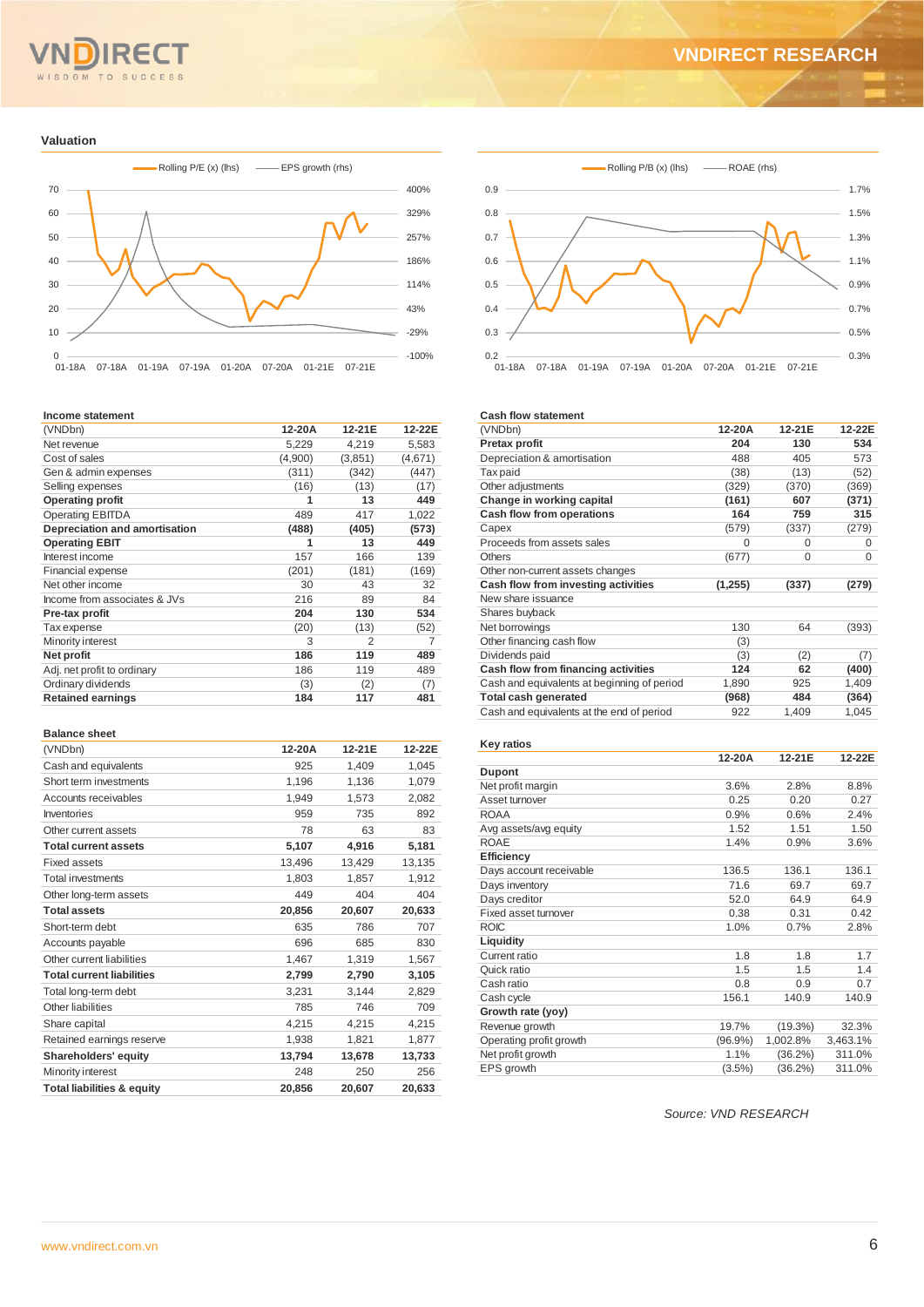## Valuation

Rolling P/E (x) (lhs) — EPS growth (rhs)

Rolling P/B (x) (lhs) — ROAE (rhs)

### Income statement

| (VNDbn) | 12-20A | 12-21E | 12-22E |
|---|---|---|---|
| Net revenue | 5,229 | 4,219 | 5,583 |
| Cost of sales | (4,900) | (3,851) | (4,671) |
| Gen & admin expenses | (311) | (342) | (447) |
| Selling expenses | (16) | (13) | (17) |
| **Operating profit** | **1** | **13** | **449** |
| Operating EBITDA | 489 | 417 | 1,022 |
| **Depreciation and amortisation** | **(488)** | **(405)** | **(573)** |
| **Operating EBIT** | **1** | **13** | **449** |
| Interest income | 157 | 166 | 139 |
| Financial expense | (201) | (181) | (169) |
| Net other income | 30 | 43 | 32 |
| Income from associates & JVs | 216 | 89 | 84 |
| **Pre-tax profit** | **204** | **130** | **534** |
| Tax expense | (20) | (13) | (52) |
| Minority interest | 3 | 2 | 7 |
| **Net profit** | **186** | **119** | **489** |
| Adj. net profit to ordinary | 186 | 119 | 489 |
| Ordinary dividends | (3) | (2) | (7) |
| **Retained earnings** | **184** | **117** | **481** |

### Balance sheet

| (VNDbn) | 12-20A | 12-21E | 12-22E |
|---|---|---|---|
| Cash and equivalents | 925 | 1,409 | 1,045 |
| Short term investments | 1,196 | 1,136 | 1,079 |
| Accounts receivables | 1,949 | 1,573 | 2,082 |
| Inventories | 959 | 735 | 892 |
| Other current assets | 78 | 63 | 83 |
| **Total current assets** | **5,107** | **4,916** | **5,181** |
| Fixed assets | 13,496 | 13,429 | 13,135 |
| Total investments | 1,803 | 1,857 | 1,912 |
| Other long-term assets | 449 | 404 | 404 |
| **Total assets** | **20,856** | **20,607** | **20,633** |
| Short-term debt | 635 | 786 | 707 |
| Accounts payable | 696 | 685 | 830 |
| Other current liabilities | 1,467 | 1,319 | 1,567 |
| **Total current liabilities** | **2,799** | **2,790** | **3,105** |
| Total long-term debt | 3,231 | 3,144 | 2,829 |
| Other liabilities | 785 | 746 | 709 |
| Share capital | 4,215 | 4,215 | 4,215 |
| Retained earnings reserve | 1,938 | 1,821 | 1,877 |
| **Shareholders' equity** | **13,794** | **13,678** | **13,733** |
| Minority interest | 248 | 250 | 256 |
| **Total liabilities & equity** | **20,856** | **20,607** | **20,633** |

### Cash flow statement

| (VNDbn) | 12-20A | 12-21E | 12-22E |
|---|---|---|---|
| **Pretax profit** | **204** | **130** | **534** |
| Depreciation & amortisation | 488 | 405 | 573 |
| Tax paid | (38) | (13) | (52) |
| Other adjustments | (329) | (370) | (369) |
| **Change in working capital** | **(161)** | **607** | **(371)** |
| **Cash flow from operations** | **164** | **759** | **315** |
| Capex | (579) | (337) | (279) |
| Proceeds from assets sales | 0 | 0 | 0 |
| Others | (677) | 0 | 0 |
| Other non-current assets changes | | | |
| **Cash flow from investing activities** | **(1,255)** | **(337)** | **(279)** |
| New share issuance | | | |
| Shares buyback | | | |
| Net borrowings | 130 | 64 | (393) |
| Other financing cash flow | (3) | | |
| Dividends paid | (3) | (2) | (7) |
| **Cash flow from financing activities** | **124** | **62** | **(400)** |
| Cash and equivalents at beginning of period | 1,890 | 925 | 1,409 |
| **Total cash generated** | **(968)** | **484** | **(364)** |
| Cash and equivalents at the end of period | 922 | 1,409 | 1,045 |

### Key ratios

| | 12-20A | 12-21E | 12-22E |
|---|---|---|---|
| **Dupont** | | | |
| Net profit margin | 3.6% | 2.8% | 8.8% |
| Asset turnover | 0.25 | 0.20 | 0.27 |
| ROAA | 0.9% | 0.6% | 2.4% |
| Avg assets/avg equity | 1.52 | 1.51 | 1.50 |
| ROAE | 1.4% | 0.9% | 3.6% |
| **Efficiency** | | | |
| Days account receivable | 136.5 | 136.1 | 136.1 |
| Days inventory | 71.6 | 69.7 | 69.7 |
| Days creditor | 52.0 | 64.9 | 64.9 |
| Fixed asset turnover | 0.38 | 0.31 | 0.42 |
| ROIC | 1.0% | 0.7% | 2.8% |
| **Liquidity** | | | |
| Current ratio | 1.8 | 1.8 | 1.7 |
| Quick ratio | 1.5 | 1.5 | 1.4 |
| Cash ratio | 0.8 | 0.9 | 0.7 |
| Cash cycle | 156.1 | 140.9 | 140.9 |
| **Growth rate (yoy)** | | | |
| Revenue growth | 19.7% | (19.3%) | 32.3% |
| Operating profit growth | (96.9%) | 1,002.8% | 3,463.1% |
| Net profit growth | 1.1% | (36.2%) | 311.0% |
| EPS growth | (3.5%) | (36.2%) | 311.0% |

*Source: VND RESEARCH*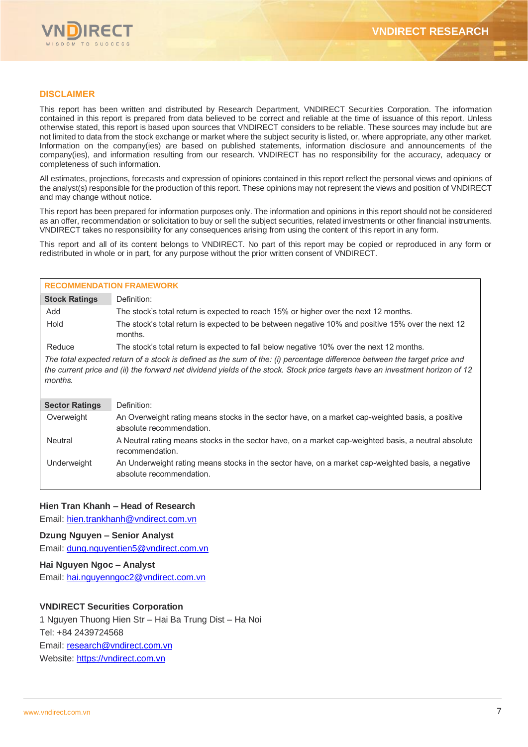## DISCLAIMER

This report has been written and distributed by Research Department, VNDIRECT Securities Corporation. The information contained in this report is prepared from data believed to be correct and reliable at the time of issuance of this report. Unless otherwise stated, this report is based upon sources that VNDIRECT considers to be reliable. These sources may include but are not limited to data from the stock exchange or market where the subject security is listed, or, where appropriate, any other market. Information on the company(ies) are based on published statements, information disclosure and announcements of the company(ies), and information resulting from our research. VNDIRECT has no responsibility for the accuracy, adequacy or completeness of such information.

All estimates, projections, forecasts and expression of opinions contained in this report reflect the personal views and opinions of the analyst(s) responsible for the production of this report. These opinions may not represent the views and position of VNDIRECT and may change without notice.

This report has been prepared for information purposes only. The information and opinions in this report should not be considered as an offer, recommendation or solicitation to buy or sell the subject securities, related investments or other financial instruments. VNDIRECT takes no responsibility for any consequences arising from using the content of this report in any form.

This report and all of its content belongs to VNDIRECT. No part of this report may be copied or reproduced in any form or redistributed in whole or in part, for any purpose without the prior written consent of VNDIRECT.

### RECOMMENDATION FRAMEWORK

| **Stock Ratings** | Definition: |
|---|---|
| Add | The stock's total return is expected to reach 15% or higher over the next 12 months. |
| Hold | The stock's total return is expected to be between negative 10% and positive 15% over the next 12 months. |
| Reduce | The stock's total return is expected to fall below negative 10% over the next 12 months. |

*The total expected return of a stock is defined as the sum of the: (i) percentage difference between the target price and the current price and (ii) the forward net dividend yields of the stock. Stock price targets have an investment horizon of 12 months.*

| **Sector Ratings** | Definition: |
|---|---|
| Overweight | An Overweight rating means stocks in the sector have, on a market cap-weighted basis, a positive absolute recommendation. |
| Neutral | A Neutral rating means stocks in the sector have, on a market cap-weighted basis, a neutral absolute recommendation. |
| Underweight | An Underweight rating means stocks in the sector have, on a market cap-weighted basis, a negative absolute recommendation. |

**Hien Tran Khanh – Head of Research**
Email: hien.trankhanh@vndirect.com.vn

**Dzung Nguyen – Senior Analyst**
Email: dung.nguyentien5@vndirect.com.vn

**Hai Nguyen Ngoc – Analyst**
Email: hai.nguyenngoc2@vndirect.com.vn

**VNDIRECT Securities Corporation**
1 Nguyen Thuong Hien Str – Hai Ba Trung Dist – Ha Noi
Tel: +84 2439724568
Email: research@vndirect.com.vn
Website: https://vndirect.com.vn